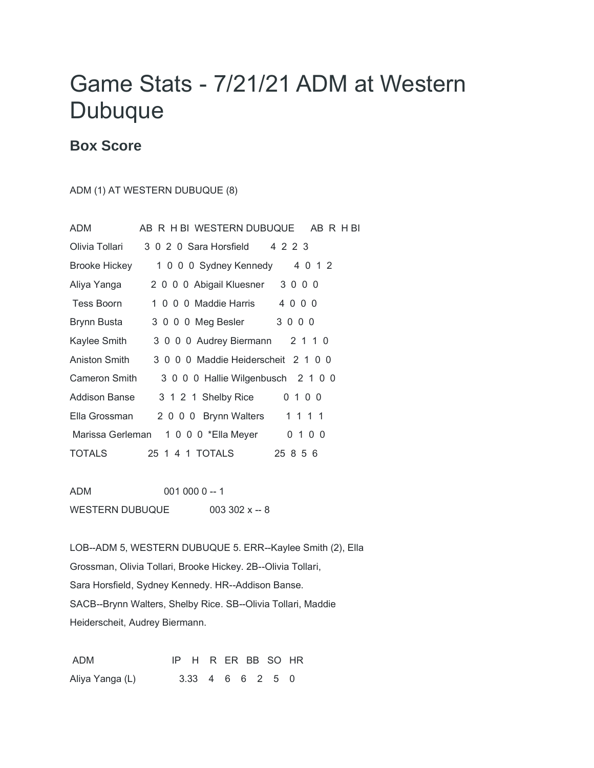# Game Stats - 7/21/21 ADM at Western Dubuque

## Box Score

ADM (1) AT WESTERN DUBUQUE (8)

| ADM | AB | R | H | BI | WESTERN DUBUQUE | AB | R | H | BI |
|---|---|---|---|---|---|---|---|---|---|
| Olivia Tollari | 3 | 0 | 2 | 0 | Sara Horsfield | 4 | 2 | 2 | 3 |
| Brooke Hickey | 1 | 0 | 0 | 0 | Sydney Kennedy | 4 | 0 | 1 | 2 |
| Aliya Yanga | 2 | 0 | 0 | 0 | Abigail Kluesner | 3 | 0 | 0 | 0 |
| Tess Boorn | 1 | 0 | 0 | 0 | Maddie Harris | 4 | 0 | 0 | 0 |
| Brynn Busta | 3 | 0 | 0 | 0 | Meg Besler | 3 | 0 | 0 | 0 |
| Kaylee Smith | 3 | 0 | 0 | 0 | Audrey Biermann | 2 | 1 | 1 | 0 |
| Aniston Smith | 3 | 0 | 0 | 0 | Maddie Heiderscheit | 2 | 1 | 0 | 0 |
| Cameron Smith | 3 | 0 | 0 | 0 | Hallie Wilgenbusch | 2 | 1 | 0 | 0 |
| Addison Banse | 3 | 1 | 2 | 1 | Shelby Rice | 0 | 1 | 0 | 0 |
| Ella Grossman | 2 | 0 | 0 | 0 | Brynn Walters | 1 | 1 | 1 | 1 |
| Marissa Gerleman | 1 | 0 | 0 | 0 | *Ella Meyer | 0 | 1 | 0 | 0 |
| TOTALS | 25 | 1 | 4 | 1 | TOTALS | 25 | 8 | 5 | 6 |

| | | |
|---|---|---|
| ADM | 001 000 0 | -- 1 |
| WESTERN DUBUQUE | 003 302 x | -- 8 |

LOB--ADM 5, WESTERN DUBUQUE 5. ERR--Kaylee Smith (2), Ella Grossman, Olivia Tollari, Brooke Hickey. 2B--Olivia Tollari, Sara Horsfield, Sydney Kennedy. HR--Addison Banse. SACB--Brynn Walters, Shelby Rice. SB--Olivia Tollari, Maddie Heiderscheit, Audrey Biermann.

| ADM | IP | H | R | ER | BB | SO | HR |
|---|---|---|---|---|---|---|---|
| Aliya Yanga (L) | 3.33 | 4 | 6 | 6 | 2 | 5 | 0 |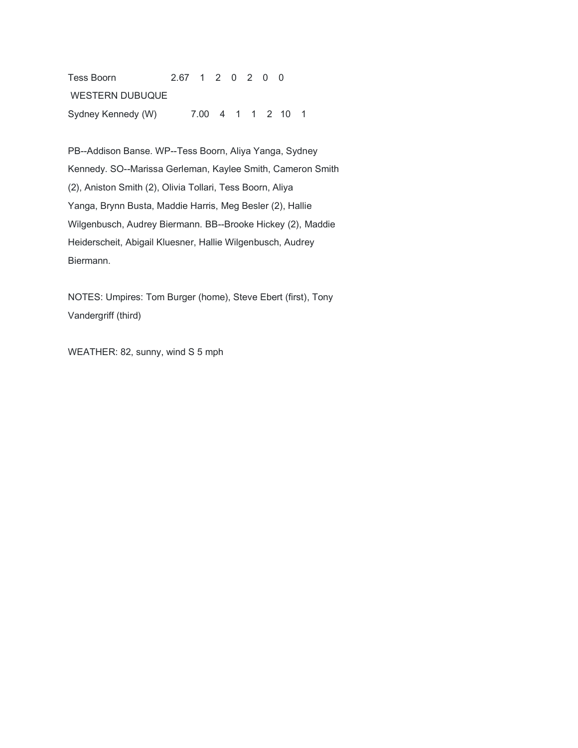| | | | | | | | |
|---|---|---|---|---|---|---|---|
| Tess Boorn | 2.67 | 1 | 2 | 0 | 2 | 0 | 0 |
| WESTERN DUBUQUE | | | | | | | |
| Sydney Kennedy (W) | 7.00 | 4 | 1 | 1 | 2 | 10 | 1 |

PB--Addison Banse. WP--Tess Boorn, Aliya Yanga, Sydney Kennedy. SO--Marissa Gerleman, Kaylee Smith, Cameron Smith (2), Aniston Smith (2), Olivia Tollari, Tess Boorn, Aliya Yanga, Brynn Busta, Maddie Harris, Meg Besler (2), Hallie Wilgenbusch, Audrey Biermann. BB--Brooke Hickey (2), Maddie Heiderscheit, Abigail Kluesner, Hallie Wilgenbusch, Audrey Biermann.

NOTES: Umpires: Tom Burger (home), Steve Ebert (first), Tony Vandergriff (third)

WEATHER: 82, sunny, wind S 5 mph